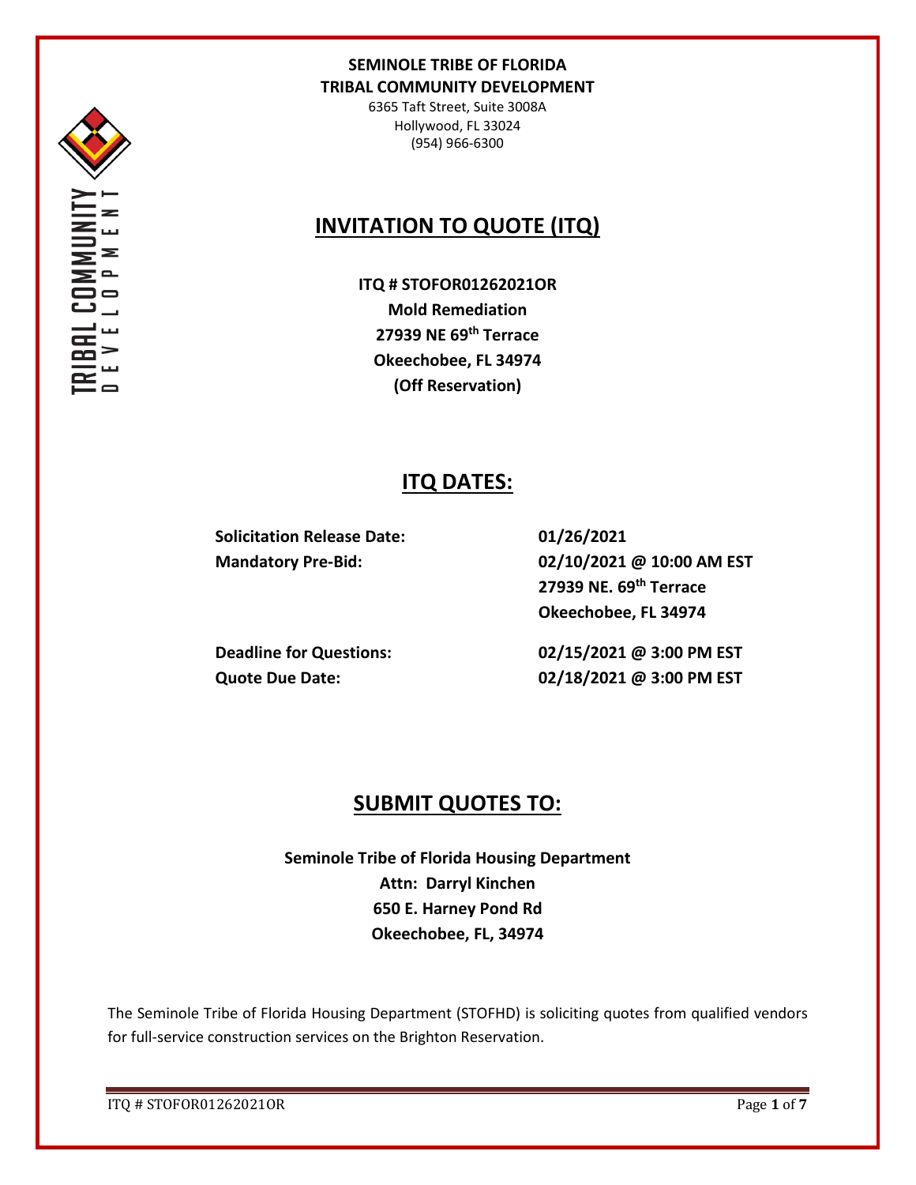**SEMINOLE TRIBE OF FLORIDA**
**TRIBAL COMMUNITY DEVELOPMENT**

6365 Taft Street, Suite 3008A
Hollywood, FL 33024
(954) 966-6300

# INVITATION TO QUOTE (ITQ)

**ITQ # STOFOR01262021OR**
**Mold Remediation**
**27939 NE 69th Terrace**
**Okeechobee, FL 34974**
**(Off Reservation)**

## ITQ DATES:

| | |
|---|---|
| **Solicitation Release Date:** | **01/26/2021** |
| **Mandatory Pre-Bid:** | **02/10/2021 @ 10:00 AM EST**<br>**27939 NE. 69th Terrace**<br>**Okeechobee, FL 34974** |
| **Deadline for Questions:** | **02/15/2021 @ 3:00 PM EST** |
| **Quote Due Date:** | **02/18/2021 @ 3:00 PM EST** |

## SUBMIT QUOTES TO:

**Seminole Tribe of Florida Housing Department**
**Attn: Darryl Kinchen**
**650 E. Harney Pond Rd**
**Okeechobee, FL, 34974**

The Seminole Tribe of Florida Housing Department (STOFHD) is soliciting quotes from qualified vendors for full-service construction services on the Brighton Reservation.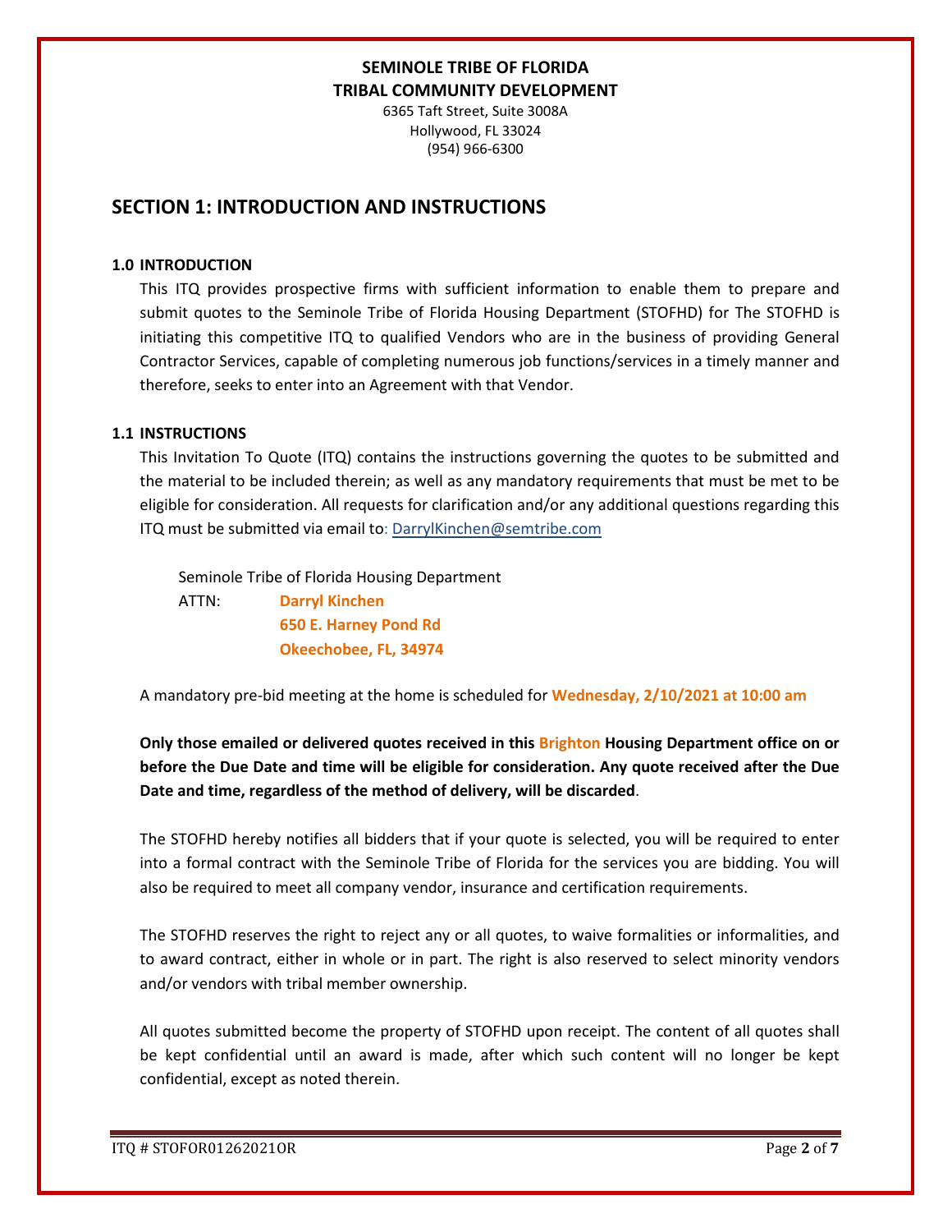**SEMINOLE TRIBE OF FLORIDA**
**TRIBAL COMMUNITY DEVELOPMENT**

6365 Taft Street, Suite 3008A
Hollywood, FL 33024
(954) 966-6300

# SECTION 1: INTRODUCTION AND INSTRUCTIONS

## 1.0 INTRODUCTION

This ITQ provides prospective firms with sufficient information to enable them to prepare and submit quotes to the Seminole Tribe of Florida Housing Department (STOFHD) for The STOFHD is initiating this competitive ITQ to qualified Vendors who are in the business of providing General Contractor Services, capable of completing numerous job functions/services in a timely manner and therefore, seeks to enter into an Agreement with that Vendor.

## 1.1 INSTRUCTIONS

This Invitation To Quote (ITQ) contains the instructions governing the quotes to be submitted and the material to be included therein; as well as any mandatory requirements that must be met to be eligible for consideration. All requests for clarification and/or any additional questions regarding this ITQ must be submitted via email to: DarrylKinchen@semtribe.com

Seminole Tribe of Florida Housing Department
ATTN: **Darryl Kinchen**
**650 E. Harney Pond Rd**
**Okeechobee, FL, 34974**

A mandatory pre-bid meeting at the home is scheduled for **Wednesday, 2/10/2021 at 10:00 am**

**Only those emailed or delivered quotes received in this Brighton Housing Department office on or before the Due Date and time will be eligible for consideration. Any quote received after the Due Date and time, regardless of the method of delivery, will be discarded**.

The STOFHD hereby notifies all bidders that if your quote is selected, you will be required to enter into a formal contract with the Seminole Tribe of Florida for the services you are bidding. You will also be required to meet all company vendor, insurance and certification requirements.

The STOFHD reserves the right to reject any or all quotes, to waive formalities or informalities, and to award contract, either in whole or in part. The right is also reserved to select minority vendors and/or vendors with tribal member ownership.

All quotes submitted become the property of STOFHD upon receipt. The content of all quotes shall be kept confidential until an award is made, after which such content will no longer be kept confidential, except as noted therein.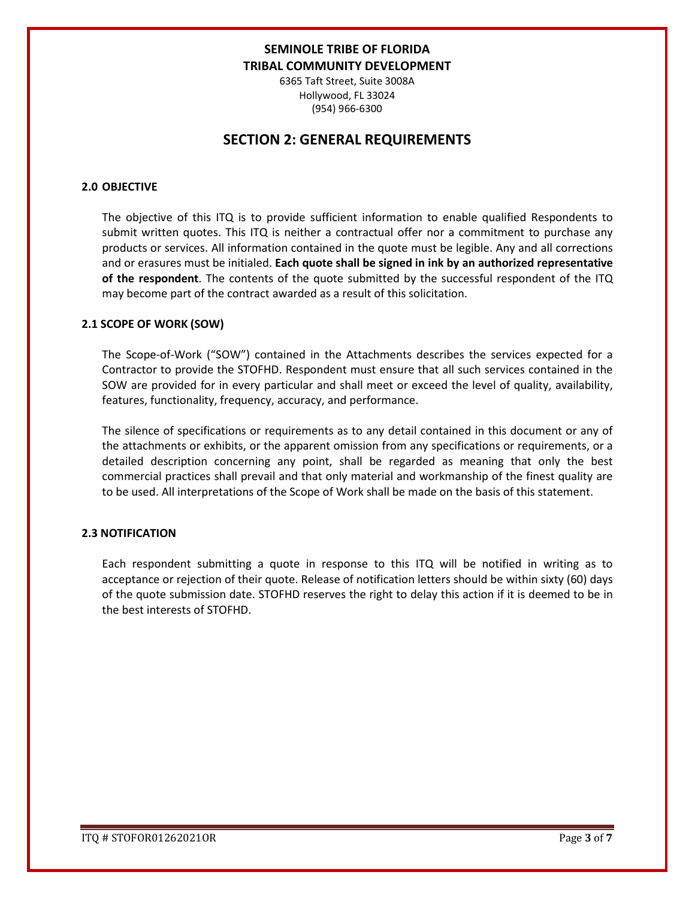**SEMINOLE TRIBE OF FLORIDA**
**TRIBAL COMMUNITY DEVELOPMENT**

6365 Taft Street, Suite 3008A
Hollywood, FL 33024
(954) 966-6300

# SECTION 2: GENERAL REQUIREMENTS

## 2.0 OBJECTIVE

The objective of this ITQ is to provide sufficient information to enable qualified Respondents to submit written quotes. This ITQ is neither a contractual offer nor a commitment to purchase any products or services. All information contained in the quote must be legible. Any and all corrections and or erasures must be initialed. **Each quote shall be signed in ink by an authorized representative of the respondent**. The contents of the quote submitted by the successful respondent of the ITQ may become part of the contract awarded as a result of this solicitation.

## 2.1 SCOPE OF WORK (SOW)

The Scope-of-Work ("SOW") contained in the Attachments describes the services expected for a Contractor to provide the STOFHD. Respondent must ensure that all such services contained in the SOW are provided for in every particular and shall meet or exceed the level of quality, availability, features, functionality, frequency, accuracy, and performance.

The silence of specifications or requirements as to any detail contained in this document or any of the attachments or exhibits, or the apparent omission from any specifications or requirements, or a detailed description concerning any point, shall be regarded as meaning that only the best commercial practices shall prevail and that only material and workmanship of the finest quality are to be used. All interpretations of the Scope of Work shall be made on the basis of this statement.

## 2.3 NOTIFICATION

Each respondent submitting a quote in response to this ITQ will be notified in writing as to acceptance or rejection of their quote. Release of notification letters should be within sixty (60) days of the quote submission date. STOFHD reserves the right to delay this action if it is deemed to be in the best interests of STOFHD.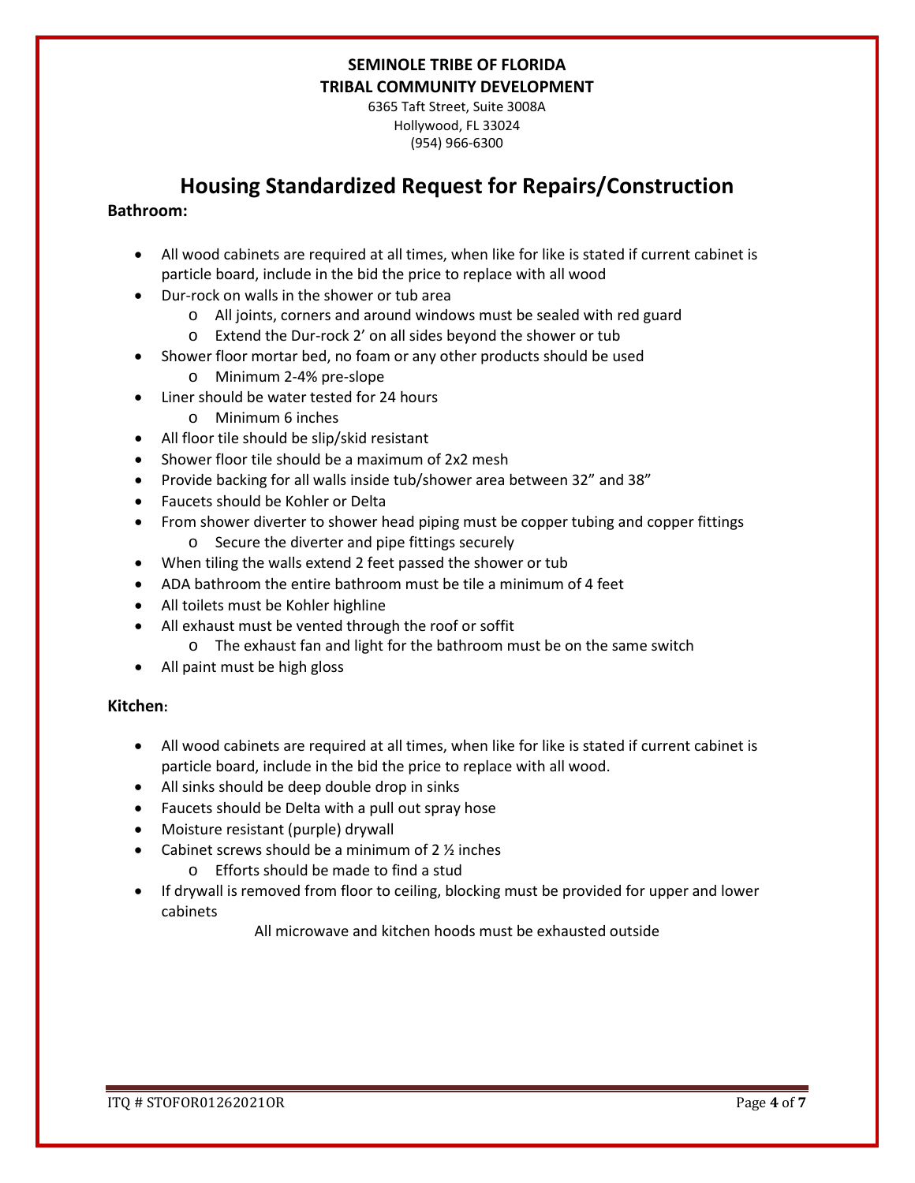**SEMINOLE TRIBE OF FLORIDA**
**TRIBAL COMMUNITY DEVELOPMENT**
6365 Taft Street, Suite 3008A
Hollywood, FL 33024
(954) 966-6300

# Housing Standardized Request for Repairs/Construction

**Bathroom:**

- All wood cabinets are required at all times, when like for like is stated if current cabinet is particle board, include in the bid the price to replace with all wood
- Dur-rock on walls in the shower or tub area
  - All joints, corners and around windows must be sealed with red guard
  - Extend the Dur-rock 2' on all sides beyond the shower or tub
- Shower floor mortar bed, no foam or any other products should be used
  - Minimum 2-4% pre-slope
- Liner should be water tested for 24 hours
  - Minimum 6 inches
- All floor tile should be slip/skid resistant
- Shower floor tile should be a maximum of 2x2 mesh
- Provide backing for all walls inside tub/shower area between 32" and 38"
- Faucets should be Kohler or Delta
- From shower diverter to shower head piping must be copper tubing and copper fittings
  - Secure the diverter and pipe fittings securely
- When tiling the walls extend 2 feet passed the shower or tub
- ADA bathroom the entire bathroom must be tile a minimum of 4 feet
- All toilets must be Kohler highline
- All exhaust must be vented through the roof or soffit
  - The exhaust fan and light for the bathroom must be on the same switch
- All paint must be high gloss

**Kitchen:**

- All wood cabinets are required at all times, when like for like is stated if current cabinet is particle board, include in the bid the price to replace with all wood.
- All sinks should be deep double drop in sinks
- Faucets should be Delta with a pull out spray hose
- Moisture resistant (purple) drywall
- Cabinet screws should be a minimum of 2 ½ inches
  - Efforts should be made to find a stud
- If drywall is removed from floor to ceiling, blocking must be provided for upper and lower cabinets

All microwave and kitchen hoods must be exhausted outside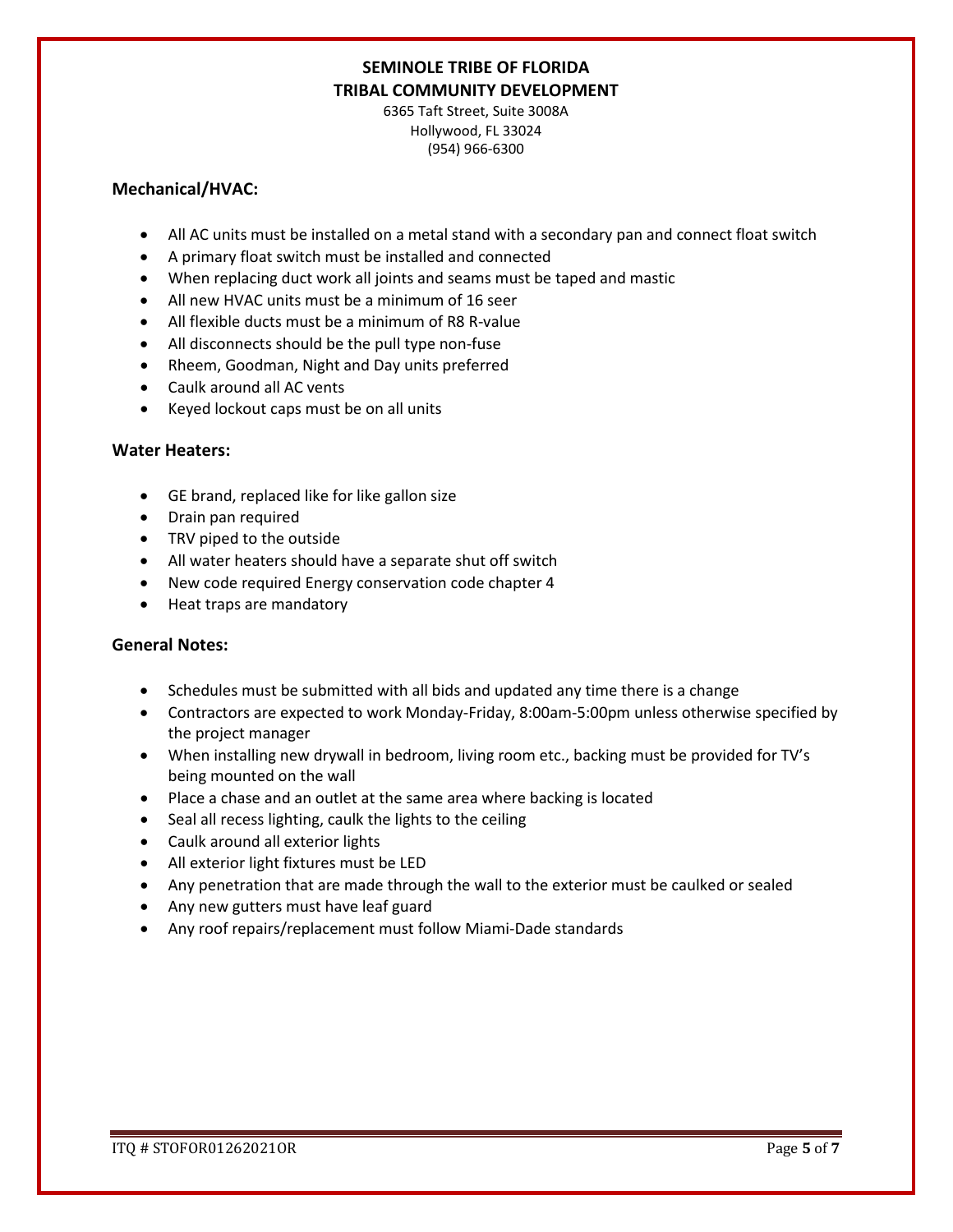**SEMINOLE TRIBE OF FLORIDA**
**TRIBAL COMMUNITY DEVELOPMENT**

6365 Taft Street, Suite 3008A
Hollywood, FL 33024
(954) 966-6300

### Mechanical/HVAC:

- All AC units must be installed on a metal stand with a secondary pan and connect float switch
- A primary float switch must be installed and connected
- When replacing duct work all joints and seams must be taped and mastic
- All new HVAC units must be a minimum of 16 seer
- All flexible ducts must be a minimum of R8 R-value
- All disconnects should be the pull type non-fuse
- Rheem, Goodman, Night and Day units preferred
- Caulk around all AC vents
- Keyed lockout caps must be on all units

### Water Heaters:

- GE brand, replaced like for like gallon size
- Drain pan required
- TRV piped to the outside
- All water heaters should have a separate shut off switch
- New code required Energy conservation code chapter 4
- Heat traps are mandatory

### General Notes:

- Schedules must be submitted with all bids and updated any time there is a change
- Contractors are expected to work Monday-Friday, 8:00am-5:00pm unless otherwise specified by the project manager
- When installing new drywall in bedroom, living room etc., backing must be provided for TV's being mounted on the wall
- Place a chase and an outlet at the same area where backing is located
- Seal all recess lighting, caulk the lights to the ceiling
- Caulk around all exterior lights
- All exterior light fixtures must be LED
- Any penetration that are made through the wall to the exterior must be caulked or sealed
- Any new gutters must have leaf guard
- Any roof repairs/replacement must follow Miami-Dade standards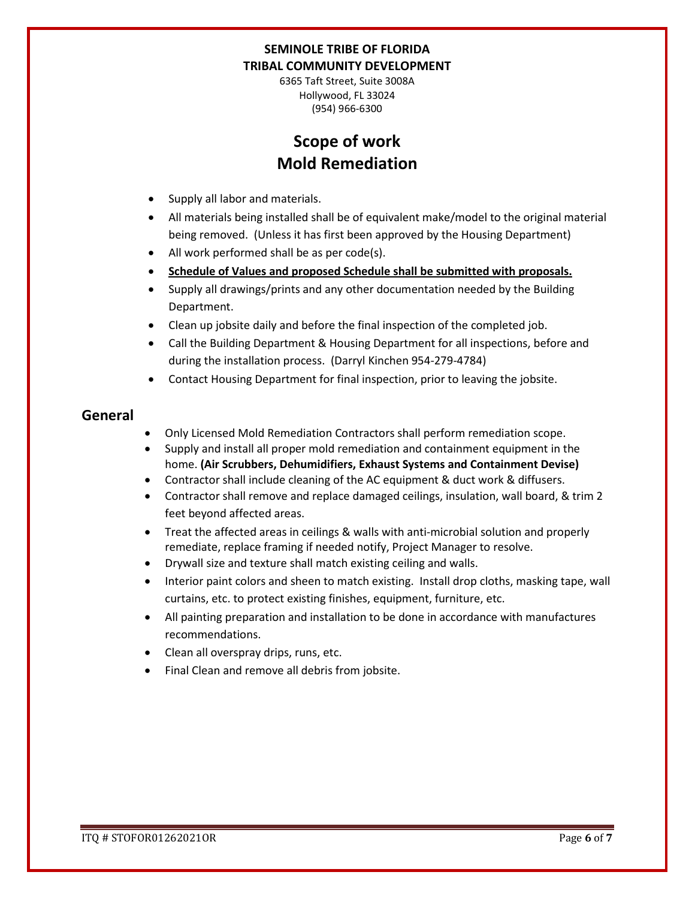**SEMINOLE TRIBE OF FLORIDA**
**TRIBAL COMMUNITY DEVELOPMENT**

6365 Taft Street, Suite 3008A
Hollywood, FL 33024
(954) 966-6300

# Scope of work
# Mold Remediation

- Supply all labor and materials.
- All materials being installed shall be of equivalent make/model to the original material being removed. (Unless it has first been approved by the Housing Department)
- All work performed shall be as per code(s).
- **Schedule of Values and proposed Schedule shall be submitted with proposals.**
- Supply all drawings/prints and any other documentation needed by the Building Department.
- Clean up jobsite daily and before the final inspection of the completed job.
- Call the Building Department & Housing Department for all inspections, before and during the installation process. (Darryl Kinchen 954-279-4784)
- Contact Housing Department for final inspection, prior to leaving the jobsite.

## General

- Only Licensed Mold Remediation Contractors shall perform remediation scope.
- Supply and install all proper mold remediation and containment equipment in the home. **(Air Scrubbers, Dehumidifiers, Exhaust Systems and Containment Devise)**
- Contractor shall include cleaning of the AC equipment & duct work & diffusers.
- Contractor shall remove and replace damaged ceilings, insulation, wall board, & trim 2 feet beyond affected areas.
- Treat the affected areas in ceilings & walls with anti-microbial solution and properly remediate, replace framing if needed notify, Project Manager to resolve.
- Drywall size and texture shall match existing ceiling and walls.
- Interior paint colors and sheen to match existing. Install drop cloths, masking tape, wall curtains, etc. to protect existing finishes, equipment, furniture, etc.
- All painting preparation and installation to be done in accordance with manufactures recommendations.
- Clean all overspray drips, runs, etc.
- Final Clean and remove all debris from jobsite.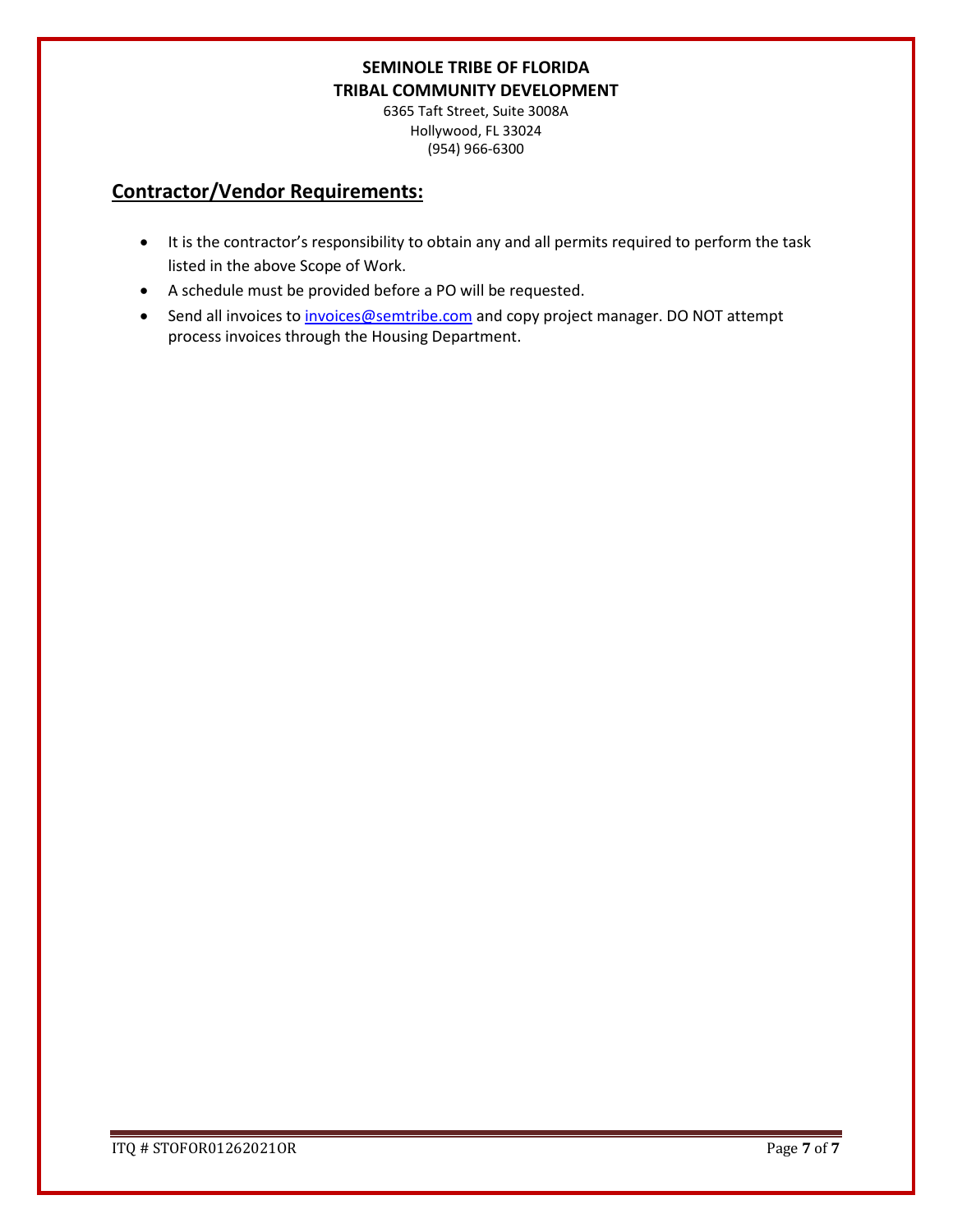**SEMINOLE TRIBE OF FLORIDA**
**TRIBAL COMMUNITY DEVELOPMENT**
6365 Taft Street, Suite 3008A
Hollywood, FL 33024
(954) 966-6300

## Contractor/Vendor Requirements:

- It is the contractor's responsibility to obtain any and all permits required to perform the task listed in the above Scope of Work.
- A schedule must be provided before a PO will be requested.
- Send all invoices to invoices@semtribe.com and copy project manager. DO NOT attempt process invoices through the Housing Department.